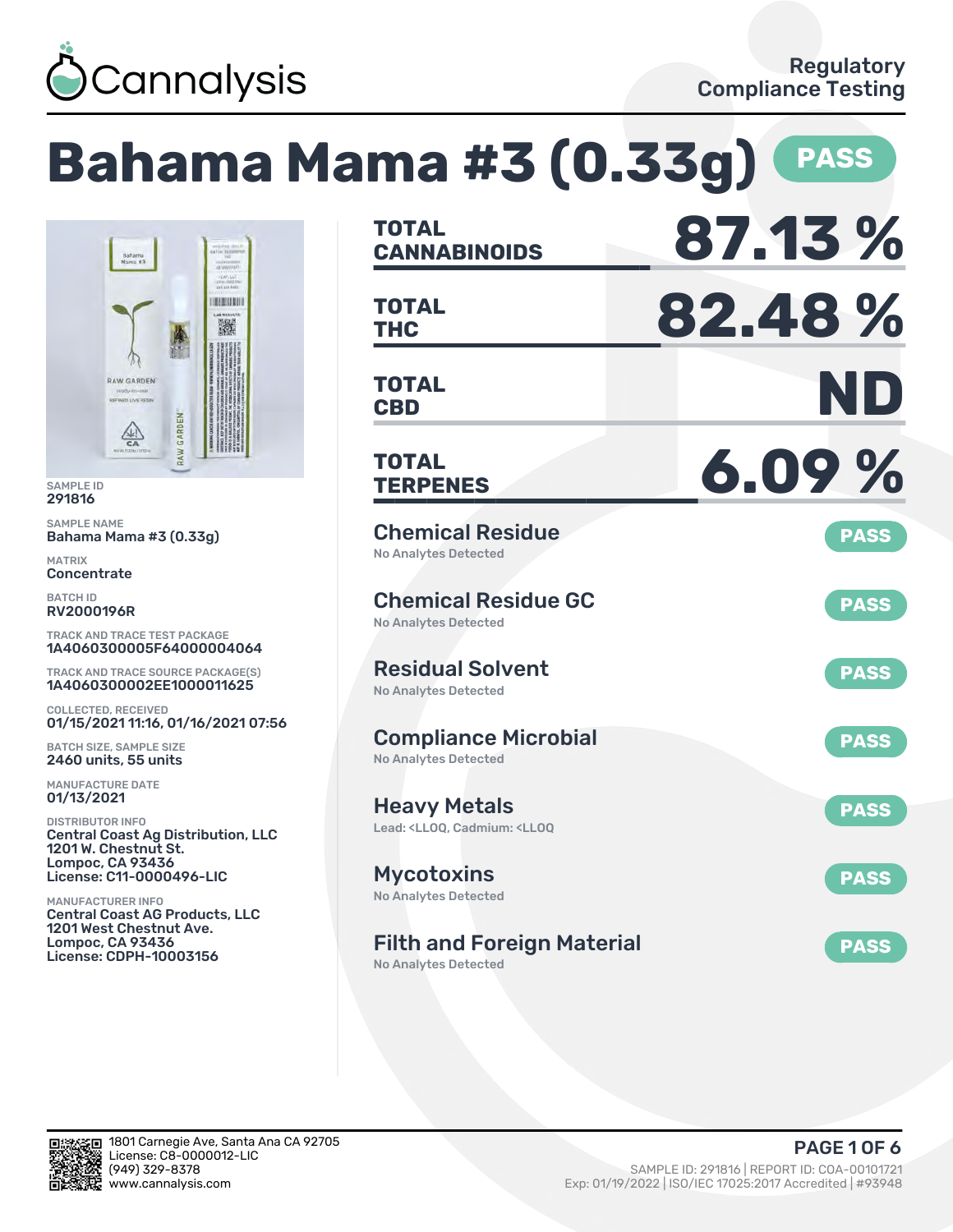# Cannalysis

Regulatory Compliance Testing

# Bahama Mama #3 (0.33g) PASS

SAMPLE ID
291816

SAMPLE NAME
Bahama Mama #3 (0.33g)

MATRIX
Concentrate

BATCH ID
RV2000196R

TRACK AND TRACE TEST PACKAGE
1A4060300005F64000004064

TRACK AND TRACE SOURCE PACKAGE(S)
1A4060300002EE1000011625

COLLECTED, RECEIVED
01/15/2021 11:16, 01/16/2021 07:56

BATCH SIZE, SAMPLE SIZE
2460 units, 55 units

MANUFACTURE DATE
01/13/2021

DISTRIBUTOR INFO
Central Coast Ag Distribution, LLC
1201 W. Chestnut St.
Lompoc, CA 93436
License: C11-0000496-LIC

MANUFACTURER INFO
Central Coast AG Products, LLC
1201 West Chestnut Ave.
Lompoc, CA 93436
License: CDPH-10003156

| | |
|---|---|
| **TOTAL CANNABINOIDS** | **87.13 %** |
| **TOTAL THC** | **82.48 %** |
| **TOTAL CBD** | **ND** |
| **TOTAL TERPENES** | **6.09 %** |

| Test | Result | Status |
|---|---|---|
| Chemical Residue | No Analytes Detected | PASS |
| Chemical Residue GC | No Analytes Detected | PASS |
| Residual Solvent | No Analytes Detected | PASS |
| Compliance Microbial | No Analytes Detected | PASS |
| Heavy Metals | Lead: <LLOQ, Cadmium: <LLOQ | PASS |
| Mycotoxins | No Analytes Detected | PASS |
| Filth and Foreign Material | No Analytes Detected | PASS |

1801 Carnegie Ave, Santa Ana CA 92705
License: C8-0000012-LIC
(949) 329-8378
www.cannalysis.com

SAMPLE ID: 291816 | REPORT ID: COA-00101721
Exp: 01/19/2022 | ISO/IEC 17025:2017 Accredited | #93948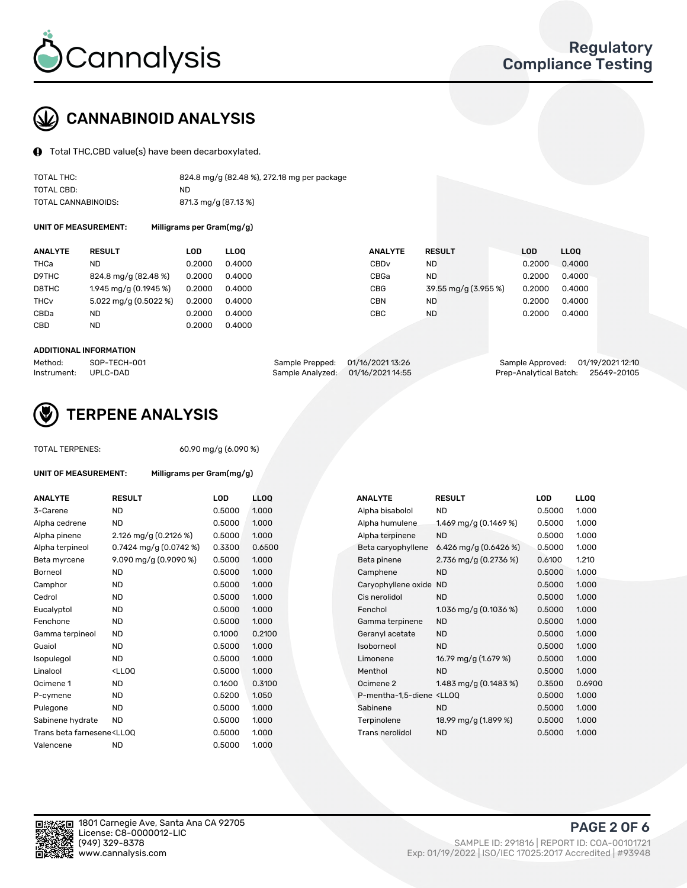## CANNABINOID ANALYSIS

Total THC,CBD value(s) have been decarboxylated.

| | |
|---|---|
| TOTAL THC: | 824.8 mg/g (82.48 %), 272.18 mg per package |
| TOTAL CBD: | ND |
| TOTAL CANNABINOIDS: | 871.3 mg/g (87.13 %) |

**UNIT OF MEASUREMENT:** Milligrams per Gram(mg/g)

| ANALYTE | RESULT | LOD | LLOQ | ANALYTE | RESULT | LOD | LLOQ |
|---|---|---|---|---|---|---|---|
| THCa | ND | 0.2000 | 0.4000 | CBDv | ND | 0.2000 | 0.4000 |
| D9THC | 824.8 mg/g (82.48 %) | 0.2000 | 0.4000 | CBGa | ND | 0.2000 | 0.4000 |
| D8THC | 1.945 mg/g (0.1945 %) | 0.2000 | 0.4000 | CBG | 39.55 mg/g (3.955 %) | 0.2000 | 0.4000 |
| THCv | 5.022 mg/g (0.5022 %) | 0.2000 | 0.4000 | CBN | ND | 0.2000 | 0.4000 |
| CBDa | ND | 0.2000 | 0.4000 | CBC | ND | 0.2000 | 0.4000 |
| CBD | ND | 0.2000 | 0.4000 | | | | |

**ADDITIONAL INFORMATION**

| | | | | | |
|---|---|---|---|---|---|
| Method: | SOP-TECH-001 | Sample Prepped: | 01/16/2021 13:26 | Sample Approved: | 01/19/2021 12:10 |
| Instrument: | UPLC-DAD | Sample Analyzed: | 01/16/2021 14:55 | Prep-Analytical Batch: | 25649-20105 |

## TERPENE ANALYSIS

TOTAL TERPENES: 60.90 mg/g (6.090 %)

**UNIT OF MEASUREMENT:** Milligrams per Gram(mg/g)

| ANALYTE | RESULT | LOD | LLOQ | ANALYTE | RESULT | LOD | LLOQ |
|---|---|---|---|---|---|---|---|
| 3-Carene | ND | 0.5000 | 1.000 | Alpha bisabolol | ND | 0.5000 | 1.000 |
| Alpha cedrene | ND | 0.5000 | 1.000 | Alpha humulene | 1.469 mg/g (0.1469 %) | 0.5000 | 1.000 |
| Alpha pinene | 2.126 mg/g (0.2126 %) | 0.5000 | 1.000 | Alpha terpinene | ND | 0.5000 | 1.000 |
| Alpha terpineol | 0.7424 mg/g (0.0742 %) | 0.3300 | 0.6500 | Beta caryophyllene | 6.426 mg/g (0.6426 %) | 0.5000 | 1.000 |
| Beta myrcene | 9.090 mg/g (0.9090 %) | 0.5000 | 1.000 | Beta pinene | 2.736 mg/g (0.2736 %) | 0.6100 | 1.210 |
| Borneol | ND | 0.5000 | 1.000 | Camphene | ND | 0.5000 | 1.000 |
| Camphor | ND | 0.5000 | 1.000 | Caryophyllene oxide | ND | 0.5000 | 1.000 |
| Cedrol | ND | 0.5000 | 1.000 | Cis nerolidol | ND | 0.5000 | 1.000 |
| Eucalyptol | ND | 0.5000 | 1.000 | Fenchol | 1.036 mg/g (0.1036 %) | 0.5000 | 1.000 |
| Fenchone | ND | 0.5000 | 1.000 | Gamma terpinene | ND | 0.5000 | 1.000 |
| Gamma terpineol | ND | 0.1000 | 0.2100 | Geranyl acetate | ND | 0.5000 | 1.000 |
| Guaiol | ND | 0.5000 | 1.000 | Isoborneol | ND | 0.5000 | 1.000 |
| Isopulegol | ND | 0.5000 | 1.000 | Limonene | 16.79 mg/g (1.679 %) | 0.5000 | 1.000 |
| Linalool | <LLOQ | 0.5000 | 1.000 | Menthol | ND | 0.5000 | 1.000 |
| Ocimene 1 | ND | 0.1600 | 0.3100 | Ocimene 2 | 1.483 mg/g (0.1483 %) | 0.3500 | 0.6900 |
| P-cymene | ND | 0.5200 | 1.050 | P-mentha-1,5-diene | <LLOQ | 0.5000 | 1.000 |
| Pulegone | ND | 0.5000 | 1.000 | Sabinene | ND | 0.5000 | 1.000 |
| Sabinene hydrate | ND | 0.5000 | 1.000 | Terpinolene | 18.99 mg/g (1.899 %) | 0.5000 | 1.000 |
| Trans beta farnesene | <LLOQ | 0.5000 | 1.000 | Trans nerolidol | ND | 0.5000 | 1.000 |
| Valencene | ND | 0.5000 | 1.000 | | | | |

1801 Carnegie Ave, Santa Ana CA 92705
License: C8-0000012-LIC
(949) 329-8378
www.cannalysis.com

SAMPLE ID: 291816 | REPORT ID: COA-00101721
Exp: 01/19/2022 | ISO/IEC 17025:2017 Accredited | #93948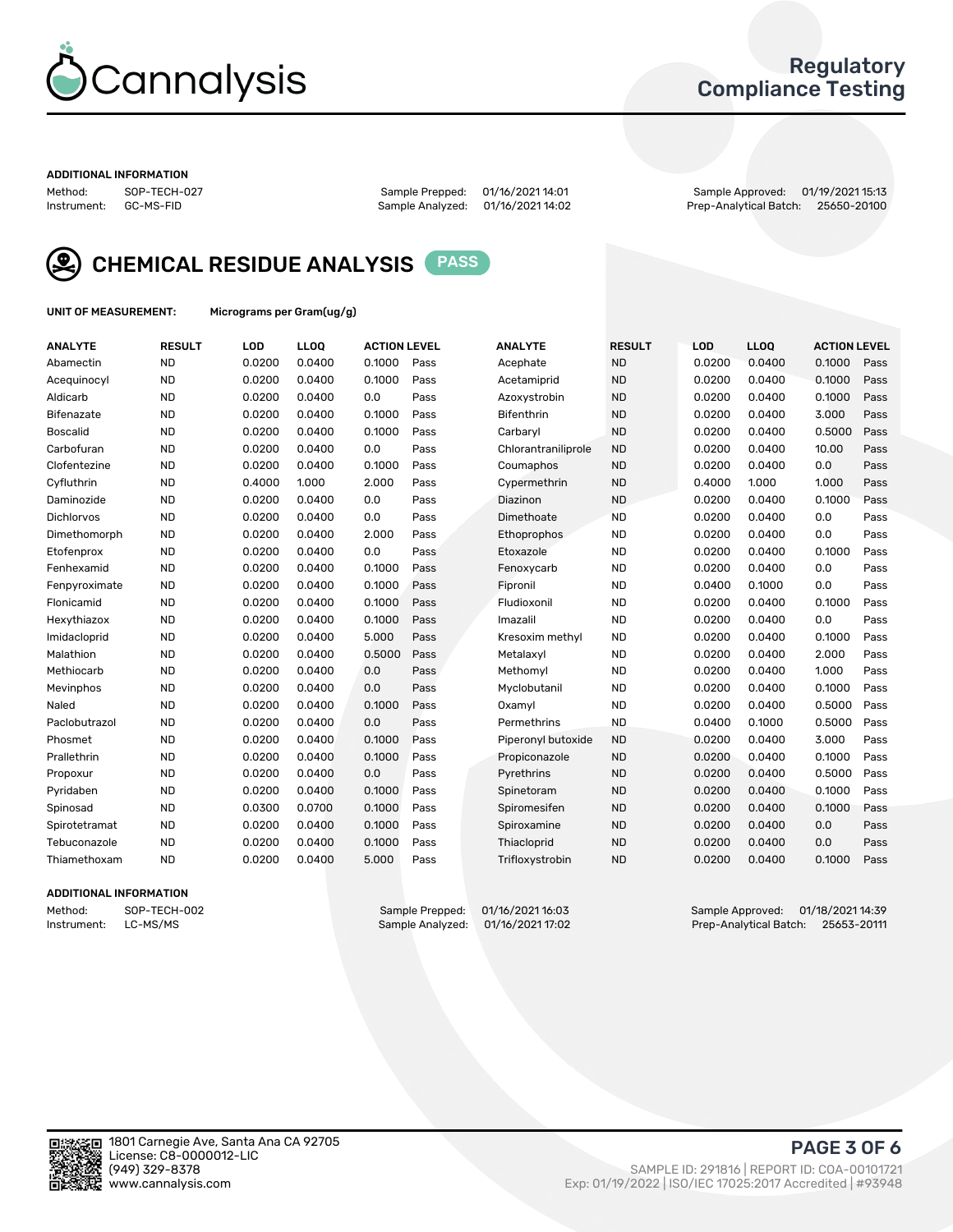# Cannalysis

## Regulatory Compliance Testing

**ADDITIONAL INFORMATION**

Method: SOP-TECH-027
Instrument: GC-MS-FID

Sample Prepped: 01/16/2021 14:01
Sample Analyzed: 01/16/2021 14:02

Sample Approved: 01/19/2021 15:13
Prep-Analytical Batch: 25650-20100

## CHEMICAL RESIDUE ANALYSIS PASS

**UNIT OF MEASUREMENT:** Micrograms per Gram(ug/g)

| ANALYTE | RESULT | LOD | LLOQ | ACTION LEVEL | | ANALYTE | RESULT | LOD | LLOQ | ACTION LEVEL | |
|---|---|---|---|---|---|---|---|---|---|---|---|
| Abamectin | ND | 0.0200 | 0.0400 | 0.1000 | Pass | Acephate | ND | 0.0200 | 0.0400 | 0.1000 | Pass |
| Acequinocyl | ND | 0.0200 | 0.0400 | 0.1000 | Pass | Acetamiprid | ND | 0.0200 | 0.0400 | 0.1000 | Pass |
| Aldicarb | ND | 0.0200 | 0.0400 | 0.0 | Pass | Azoxystrobin | ND | 0.0200 | 0.0400 | 0.1000 | Pass |
| Bifenazate | ND | 0.0200 | 0.0400 | 0.1000 | Pass | Bifenthrin | ND | 0.0200 | 0.0400 | 3.000 | Pass |
| Boscalid | ND | 0.0200 | 0.0400 | 0.1000 | Pass | Carbaryl | ND | 0.0200 | 0.0400 | 0.5000 | Pass |
| Carbofuran | ND | 0.0200 | 0.0400 | 0.0 | Pass | Chlorantraniliprole | ND | 0.0200 | 0.0400 | 10.00 | Pass |
| Clofentezine | ND | 0.0200 | 0.0400 | 0.1000 | Pass | Coumaphos | ND | 0.0200 | 0.0400 | 0.0 | Pass |
| Cyfluthrin | ND | 0.4000 | 1.000 | 2.000 | Pass | Cypermethrin | ND | 0.4000 | 1.000 | 1.000 | Pass |
| Daminozide | ND | 0.0200 | 0.0400 | 0.0 | Pass | Diazinon | ND | 0.0200 | 0.0400 | 0.1000 | Pass |
| Dichlorvos | ND | 0.0200 | 0.0400 | 0.0 | Pass | Dimethoate | ND | 0.0200 | 0.0400 | 0.0 | Pass |
| Dimethomorph | ND | 0.0200 | 0.0400 | 2.000 | Pass | Ethoprophos | ND | 0.0200 | 0.0400 | 0.0 | Pass |
| Etofenprox | ND | 0.0200 | 0.0400 | 0.0 | Pass | Etoxazole | ND | 0.0200 | 0.0400 | 0.1000 | Pass |
| Fenhexamid | ND | 0.0200 | 0.0400 | 0.1000 | Pass | Fenoxycarb | ND | 0.0200 | 0.0400 | 0.0 | Pass |
| Fenpyroximate | ND | 0.0200 | 0.0400 | 0.1000 | Pass | Fipronil | ND | 0.0400 | 0.1000 | 0.0 | Pass |
| Flonicamid | ND | 0.0200 | 0.0400 | 0.1000 | Pass | Fludioxonil | ND | 0.0200 | 0.0400 | 0.1000 | Pass |
| Hexythiazox | ND | 0.0200 | 0.0400 | 0.1000 | Pass | Imazalil | ND | 0.0200 | 0.0400 | 0.0 | Pass |
| Imidacloprid | ND | 0.0200 | 0.0400 | 5.000 | Pass | Kresoxim methyl | ND | 0.0200 | 0.0400 | 0.1000 | Pass |
| Malathion | ND | 0.0200 | 0.0400 | 0.5000 | Pass | Metalaxyl | ND | 0.0200 | 0.0400 | 2.000 | Pass |
| Methiocarb | ND | 0.0200 | 0.0400 | 0.0 | Pass | Methomyl | ND | 0.0200 | 0.0400 | 1.000 | Pass |
| Mevinphos | ND | 0.0200 | 0.0400 | 0.0 | Pass | Myclobutanil | ND | 0.0200 | 0.0400 | 0.1000 | Pass |
| Naled | ND | 0.0200 | 0.0400 | 0.1000 | Pass | Oxamyl | ND | 0.0200 | 0.0400 | 0.5000 | Pass |
| Paclobutrazol | ND | 0.0200 | 0.0400 | 0.0 | Pass | Permethrins | ND | 0.0400 | 0.1000 | 0.5000 | Pass |
| Phosmet | ND | 0.0200 | 0.0400 | 0.1000 | Pass | Piperonyl butoxide | ND | 0.0200 | 0.0400 | 3.000 | Pass |
| Prallethrin | ND | 0.0200 | 0.0400 | 0.1000 | Pass | Propiconazole | ND | 0.0200 | 0.0400 | 0.1000 | Pass |
| Propoxur | ND | 0.0200 | 0.0400 | 0.0 | Pass | Pyrethrins | ND | 0.0200 | 0.0400 | 0.5000 | Pass |
| Pyridaben | ND | 0.0200 | 0.0400 | 0.1000 | Pass | Spinetoram | ND | 0.0200 | 0.0400 | 0.1000 | Pass |
| Spinosad | ND | 0.0300 | 0.0700 | 0.1000 | Pass | Spiromesifen | ND | 0.0200 | 0.0400 | 0.1000 | Pass |
| Spirotetramat | ND | 0.0200 | 0.0400 | 0.1000 | Pass | Spiroxamine | ND | 0.0200 | 0.0400 | 0.0 | Pass |
| Tebuconazole | ND | 0.0200 | 0.0400 | 0.1000 | Pass | Thiacloprid | ND | 0.0200 | 0.0400 | 0.0 | Pass |
| Thiamethoxam | ND | 0.0200 | 0.0400 | 5.000 | Pass | Trifloxystrobin | ND | 0.0200 | 0.0400 | 0.1000 | Pass |

**ADDITIONAL INFORMATION**

Method: SOP-TECH-002
Instrument: LC-MS/MS

Sample Prepped: 01/16/2021 16:03
Sample Analyzed: 01/16/2021 17:02

Sample Approved: 01/18/2021 14:39
Prep-Analytical Batch: 25653-20111

1801 Carnegie Ave, Santa Ana CA 92705
License: C8-0000012-LIC
(949) 329-8378
www.cannalysis.com

SAMPLE ID: 291816 | REPORT ID: COA-00101721
Exp: 01/19/2022 | ISO/IEC 17025:2017 Accredited | #93948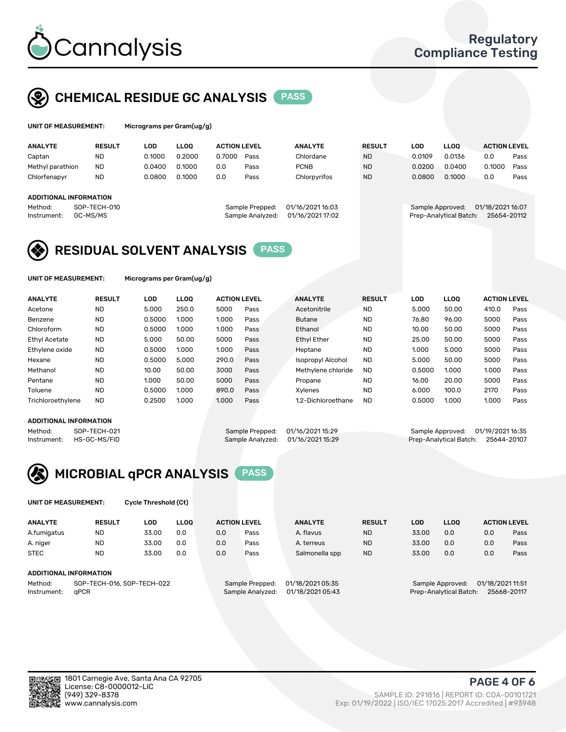# Cannalysis

Regulatory Compliance Testing

## CHEMICAL RESIDUE GC ANALYSIS PASS

**UNIT OF MEASUREMENT:** Micrograms per Gram(ug/g)

| ANALYTE | RESULT | LOD | LLOQ | ACTION LEVEL | | ANALYTE | RESULT | LOD | LLOQ | ACTION LEVEL | |
|---|---|---|---|---|---|---|---|---|---|---|---|
| Captan | ND | 0.1000 | 0.2000 | 0.7000 | Pass | Chlordane | ND | 0.0109 | 0.0136 | 0.0 | Pass |
| Methyl parathion | ND | 0.0400 | 0.1000 | 0.0 | Pass | PCNB | ND | 0.0200 | 0.0400 | 0.1000 | Pass |
| Chlorfenapyr | ND | 0.0800 | 0.1000 | 0.0 | Pass | Chlorpyrifos | ND | 0.0800 | 0.1000 | 0.0 | Pass |

**ADDITIONAL INFORMATION**

Method: SOP-TECH-010
Instrument: GC-MS/MS
Sample Prepped: 01/16/2021 16:03
Sample Analyzed: 01/16/2021 17:02
Sample Approved: 01/18/2021 16:07
Prep-Analytical Batch: 25654-20112

## RESIDUAL SOLVENT ANALYSIS PASS

**UNIT OF MEASUREMENT:** Micrograms per Gram(ug/g)

| ANALYTE | RESULT | LOD | LLOQ | ACTION LEVEL | | ANALYTE | RESULT | LOD | LLOQ | ACTION LEVEL | |
|---|---|---|---|---|---|---|---|---|---|---|---|
| Acetone | ND | 5.000 | 250.0 | 5000 | Pass | Acetonitrile | ND | 5.000 | 50.00 | 410.0 | Pass |
| Benzene | ND | 0.5000 | 1.000 | 1.000 | Pass | Butane | ND | 76.80 | 96.00 | 5000 | Pass |
| Chloroform | ND | 0.5000 | 1.000 | 1.000 | Pass | Ethanol | ND | 10.00 | 50.00 | 5000 | Pass |
| Ethyl Acetate | ND | 5.000 | 50.00 | 5000 | Pass | Ethyl Ether | ND | 25.00 | 50.00 | 5000 | Pass |
| Ethylene oxide | ND | 0.5000 | 1.000 | 1.000 | Pass | Heptane | ND | 1.000 | 5.000 | 5000 | Pass |
| Hexane | ND | 0.5000 | 5.000 | 290.0 | Pass | Isopropyl Alcohol | ND | 5.000 | 50.00 | 5000 | Pass |
| Methanol | ND | 10.00 | 50.00 | 3000 | Pass | Methylene chloride | ND | 0.5000 | 1.000 | 1.000 | Pass |
| Pentane | ND | 1.000 | 50.00 | 5000 | Pass | Propane | ND | 16.00 | 20.00 | 5000 | Pass |
| Toluene | ND | 0.5000 | 1.000 | 890.0 | Pass | Xylenes | ND | 6.000 | 100.0 | 2170 | Pass |
| Trichloroethylene | ND | 0.2500 | 1.000 | 1.000 | Pass | 1,2-Dichloroethane | ND | 0.5000 | 1.000 | 1.000 | Pass |

**ADDITIONAL INFORMATION**

Method: SOP-TECH-021
Instrument: HS-GC-MS/FID
Sample Prepped: 01/16/2021 15:29
Sample Analyzed: 01/16/2021 15:29
Sample Approved: 01/19/2021 16:35
Prep-Analytical Batch: 25644-20107

## MICROBIAL qPCR ANALYSIS PASS

**UNIT OF MEASUREMENT:** Cycle Threshold (Ct)

| ANALYTE | RESULT | LOD | LLOQ | ACTION LEVEL | | ANALYTE | RESULT | LOD | LLOQ | ACTION LEVEL | |
|---|---|---|---|---|---|---|---|---|---|---|---|
| A.fumigatus | ND | 33.00 | 0.0 | 0.0 | Pass | A. flavus | ND | 33.00 | 0.0 | 0.0 | Pass |
| A. niger | ND | 33.00 | 0.0 | 0.0 | Pass | A. terreus | ND | 33.00 | 0.0 | 0.0 | Pass |
| STEC | ND | 33.00 | 0.0 | 0.0 | Pass | Salmonella spp | ND | 33.00 | 0.0 | 0.0 | Pass |

**ADDITIONAL INFORMATION**

Method: SOP-TECH-016, SOP-TECH-022
Instrument: qPCR
Sample Prepped: 01/18/2021 05:35
Sample Analyzed: 01/18/2021 05:43
Sample Approved: 01/18/2021 11:51
Prep-Analytical Batch: 25668-20117

1801 Carnegie Ave, Santa Ana CA 92705
License: C8-0000012-LIC
(949) 329-8378
www.cannalysis.com

SAMPLE ID: 291816 | REPORT ID: COA-00101721
Exp: 01/19/2022 | ISO/IEC 17025:2017 Accredited | #93948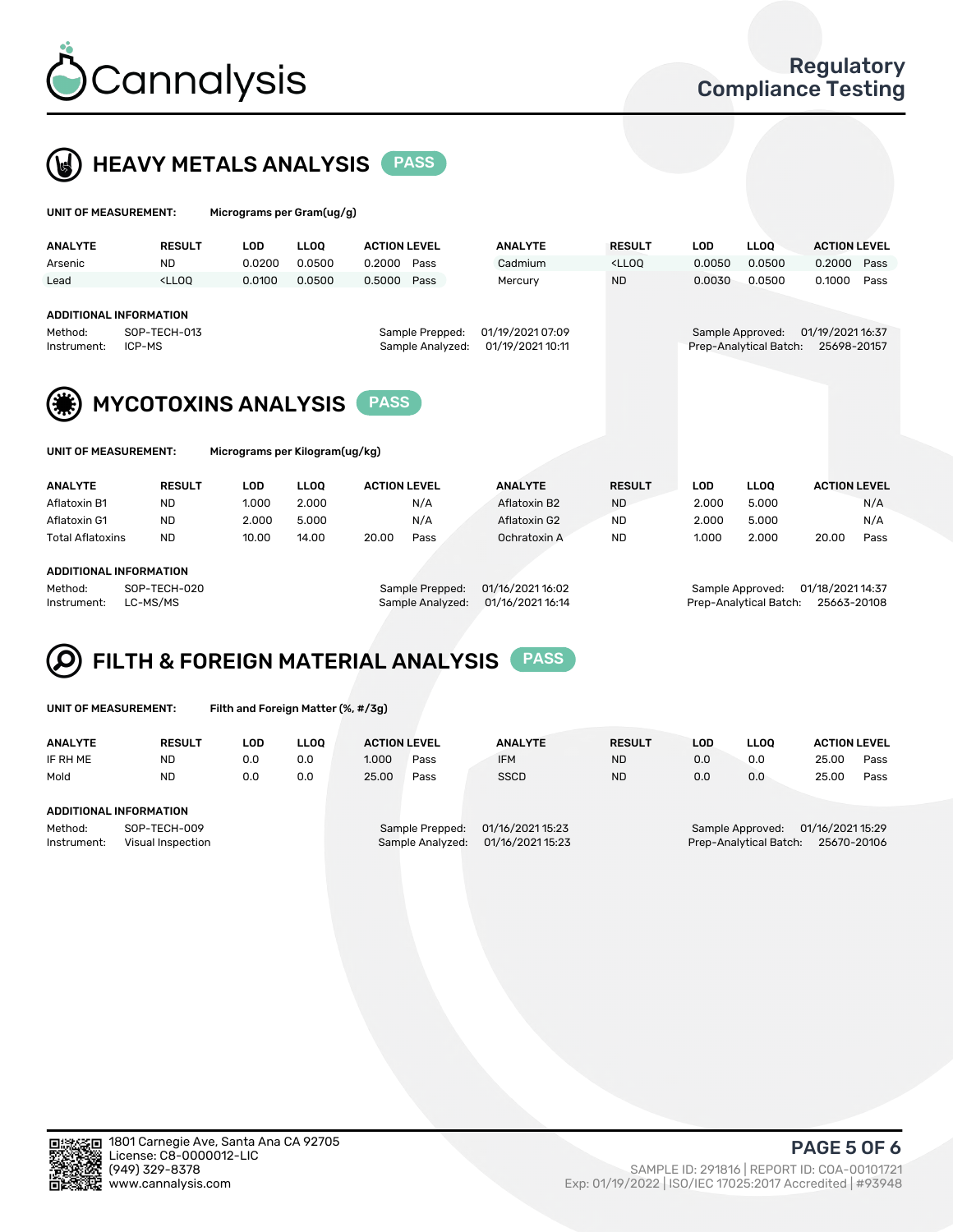# Cannalysis

**Regulatory Compliance Testing**

## HEAVY METALS ANALYSIS PASS

**UNIT OF MEASUREMENT:** Micrograms per Gram(ug/g)

| ANALYTE | RESULT | LOD | LLOQ | ACTION LEVEL | | ANALYTE | RESULT | LOD | LLOQ | ACTION LEVEL | |
|---|---|---|---|---|---|---|---|---|---|---|---|
| Arsenic | ND | 0.0200 | 0.0500 | 0.2000 | Pass | Cadmium | <LLOQ | 0.0050 | 0.0500 | 0.2000 | Pass |
| Lead | <LLOQ | 0.0100 | 0.0500 | 0.5000 | Pass | Mercury | ND | 0.0030 | 0.0500 | 0.1000 | Pass |

**ADDITIONAL INFORMATION**

| | | | | | |
|---|---|---|---|---|---|
| Method: | SOP-TECH-013 | Sample Prepped: | 01/19/2021 07:09 | Sample Approved: | 01/19/2021 16:37 |
| Instrument: | ICP-MS | Sample Analyzed: | 01/19/2021 10:11 | Prep-Analytical Batch: | 25698-20157 |

## MYCOTOXINS ANALYSIS PASS

**UNIT OF MEASUREMENT:** Micrograms per Kilogram(ug/kg)

| ANALYTE | RESULT | LOD | LLOQ | ACTION LEVEL | | ANALYTE | RESULT | LOD | LLOQ | ACTION LEVEL | |
|---|---|---|---|---|---|---|---|---|---|---|---|
| Aflatoxin B1 | ND | 1.000 | 2.000 | | N/A | Aflatoxin B2 | ND | 2.000 | 5.000 | | N/A |
| Aflatoxin G1 | ND | 2.000 | 5.000 | | N/A | Aflatoxin G2 | ND | 2.000 | 5.000 | | N/A |
| Total Aflatoxins | ND | 10.00 | 14.00 | 20.00 | Pass | Ochratoxin A | ND | 1.000 | 2.000 | 20.00 | Pass |

**ADDITIONAL INFORMATION**

| | | | | | |
|---|---|---|---|---|---|
| Method: | SOP-TECH-020 | Sample Prepped: | 01/16/2021 16:02 | Sample Approved: | 01/18/2021 14:37 |
| Instrument: | LC-MS/MS | Sample Analyzed: | 01/16/2021 16:14 | Prep-Analytical Batch: | 25663-20108 |

## FILTH & FOREIGN MATERIAL ANALYSIS PASS

**UNIT OF MEASUREMENT:** Filth and Foreign Matter (%, #/3g)

| ANALYTE | RESULT | LOD | LLOQ | ACTION LEVEL | | ANALYTE | RESULT | LOD | LLOQ | ACTION LEVEL | |
|---|---|---|---|---|---|---|---|---|---|---|---|
| IF RH ME | ND | 0.0 | 0.0 | 1.000 | Pass | IFM | ND | 0.0 | 0.0 | 25.00 | Pass |
| Mold | ND | 0.0 | 0.0 | 25.00 | Pass | SSCD | ND | 0.0 | 0.0 | 25.00 | Pass |

**ADDITIONAL INFORMATION**

| | | | | | |
|---|---|---|---|---|---|
| Method: | SOP-TECH-009 | Sample Prepped: | 01/16/2021 15:23 | Sample Approved: | 01/16/2021 15:29 |
| Instrument: | Visual Inspection | Sample Analyzed: | 01/16/2021 15:23 | Prep-Analytical Batch: | 25670-20106 |

1801 Carnegie Ave, Santa Ana CA 92705
License: C8-0000012-LIC
(949) 329-8378
www.cannalysis.com

SAMPLE ID: 291816 | REPORT ID: COA-00101721
Exp: 01/19/2022 | ISO/IEC 17025:2017 Accredited | #93948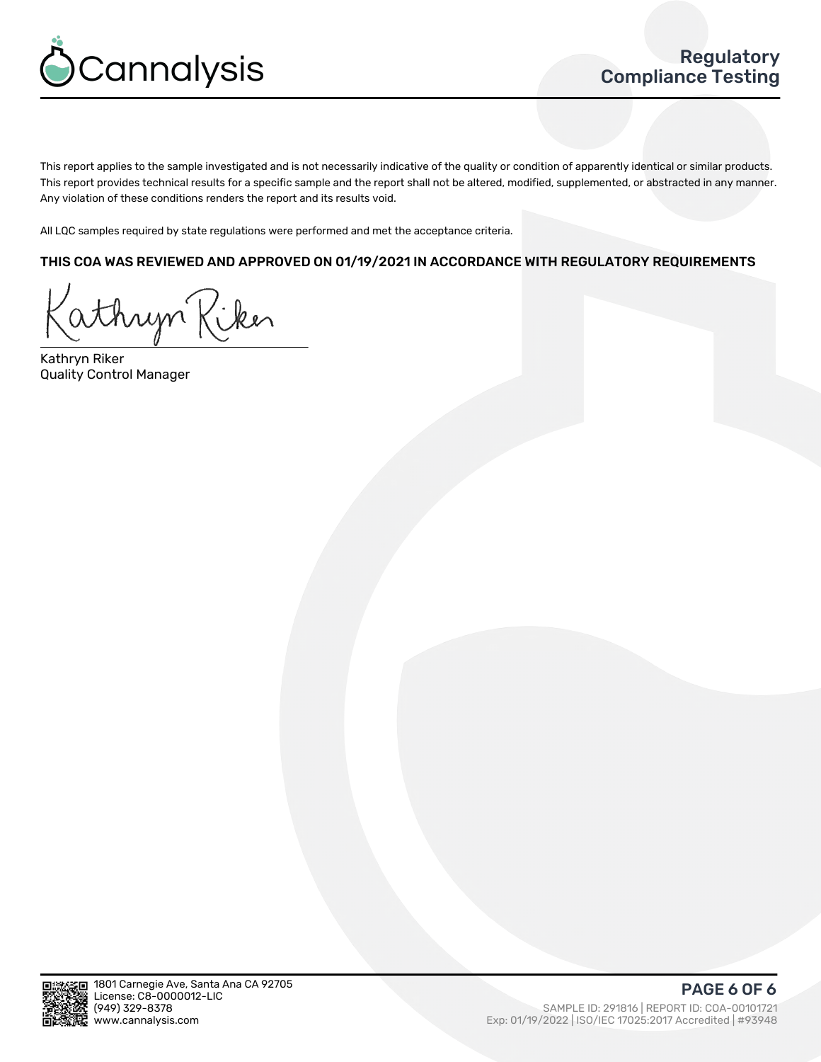This report applies to the sample investigated and is not necessarily indicative of the quality or condition of apparently identical or similar products. This report provides technical results for a specific sample and the report shall not be altered, modified, supplemented, or abstracted in any manner. Any violation of these conditions renders the report and its results void.

All LQC samples required by state regulations were performed and met the acceptance criteria.

**THIS COA WAS REVIEWED AND APPROVED ON 01/19/2021 IN ACCORDANCE WITH REGULATORY REQUIREMENTS**

Kathryn Riker
Quality Control Manager